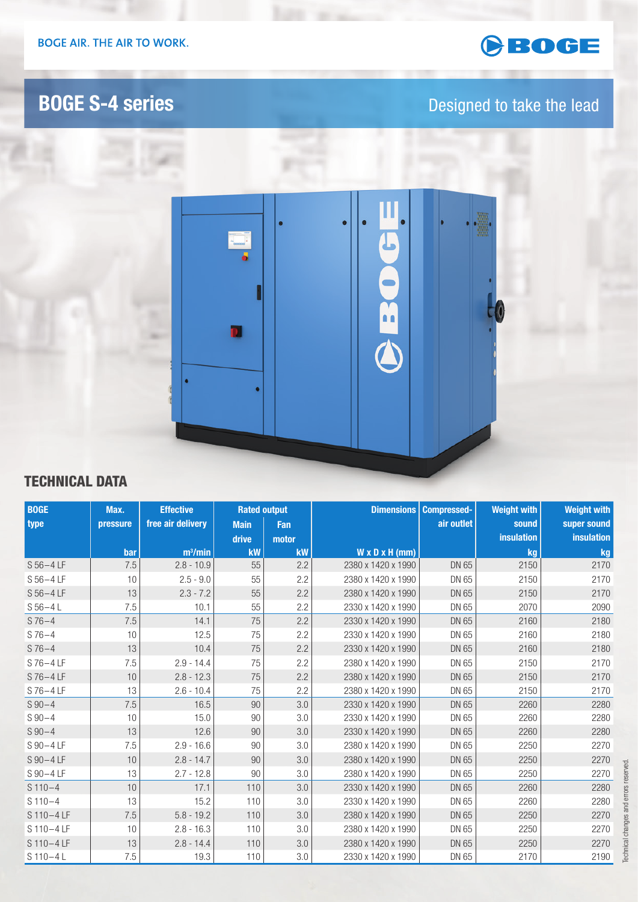BOGE AIR. THE AIR TO WORK.

# BOGE S-4 series

Designed to take the lead

## TECHNICAL DATA

| BOGE type | Max. pressure | Effective free air delivery | Rated output | | Dimensions | Compressed-air outlet | Weight with sound insulation | Weight with super sound insulation |
|---|---|---|---|---|---|---|---|---|
| | | | Main drive | Fan motor | | | | |
| | bar | m³/min | kW | kW | W x D x H (mm) | | kg | kg |
| S 56–4 LF | 7.5 | 2.8 - 10.9 | 55 | 2.2 | 2380 x 1420 x 1990 | DN 65 | 2150 | 2170 |
| S 56–4 LF | 10 | 2.5 - 9.0 | 55 | 2.2 | 2380 x 1420 x 1990 | DN 65 | 2150 | 2170 |
| S 56–4 LF | 13 | 2.3 - 7.2 | 55 | 2.2 | 2380 x 1420 x 1990 | DN 65 | 2150 | 2170 |
| S 56–4 L | 7.5 | 10.1 | 55 | 2.2 | 2330 x 1420 x 1990 | DN 65 | 2070 | 2090 |
| S 76–4 | 7.5 | 14.1 | 75 | 2.2 | 2330 x 1420 x 1990 | DN 65 | 2160 | 2180 |
| S 76–4 | 10 | 12.5 | 75 | 2.2 | 2330 x 1420 x 1990 | DN 65 | 2160 | 2180 |
| S 76–4 | 13 | 10.4 | 75 | 2.2 | 2330 x 1420 x 1990 | DN 65 | 2160 | 2180 |
| S 76–4 LF | 7.5 | 2.9 - 14.4 | 75 | 2.2 | 2380 x 1420 x 1990 | DN 65 | 2150 | 2170 |
| S 76–4 LF | 10 | 2.8 - 12.3 | 75 | 2.2 | 2380 x 1420 x 1990 | DN 65 | 2150 | 2170 |
| S 76–4 LF | 13 | 2.6 - 10.4 | 75 | 2.2 | 2380 x 1420 x 1990 | DN 65 | 2150 | 2170 |
| S 90–4 | 7.5 | 16.5 | 90 | 3.0 | 2330 x 1420 x 1990 | DN 65 | 2260 | 2280 |
| S 90–4 | 10 | 15.0 | 90 | 3.0 | 2330 x 1420 x 1990 | DN 65 | 2260 | 2280 |
| S 90–4 | 13 | 12.6 | 90 | 3.0 | 2330 x 1420 x 1990 | DN 65 | 2260 | 2280 |
| S 90–4 LF | 7.5 | 2.9 - 16.6 | 90 | 3.0 | 2380 x 1420 x 1990 | DN 65 | 2250 | 2270 |
| S 90–4 LF | 10 | 2.8 - 14.7 | 90 | 3.0 | 2380 x 1420 x 1990 | DN 65 | 2250 | 2270 |
| S 90–4 LF | 13 | 2.7 - 12.8 | 90 | 3.0 | 2380 x 1420 x 1990 | DN 65 | 2250 | 2270 |
| S 110–4 | 10 | 17.1 | 110 | 3.0 | 2330 x 1420 x 1990 | DN 65 | 2260 | 2280 |
| S 110–4 | 13 | 15.2 | 110 | 3.0 | 2330 x 1420 x 1990 | DN 65 | 2260 | 2280 |
| S 110–4 LF | 7.5 | 5.8 - 19.2 | 110 | 3.0 | 2380 x 1420 x 1990 | DN 65 | 2250 | 2270 |
| S 110–4 LF | 10 | 2.8 - 16.3 | 110 | 3.0 | 2380 x 1420 x 1990 | DN 65 | 2250 | 2270 |
| S 110–4 LF | 13 | 2.8 - 14.4 | 110 | 3.0 | 2380 x 1420 x 1990 | DN 65 | 2250 | 2270 |
| S 110–4 L | 7.5 | 19.3 | 110 | 3.0 | 2330 x 1420 x 1990 | DN 65 | 2170 | 2190 |

Technical changes and errors reserved.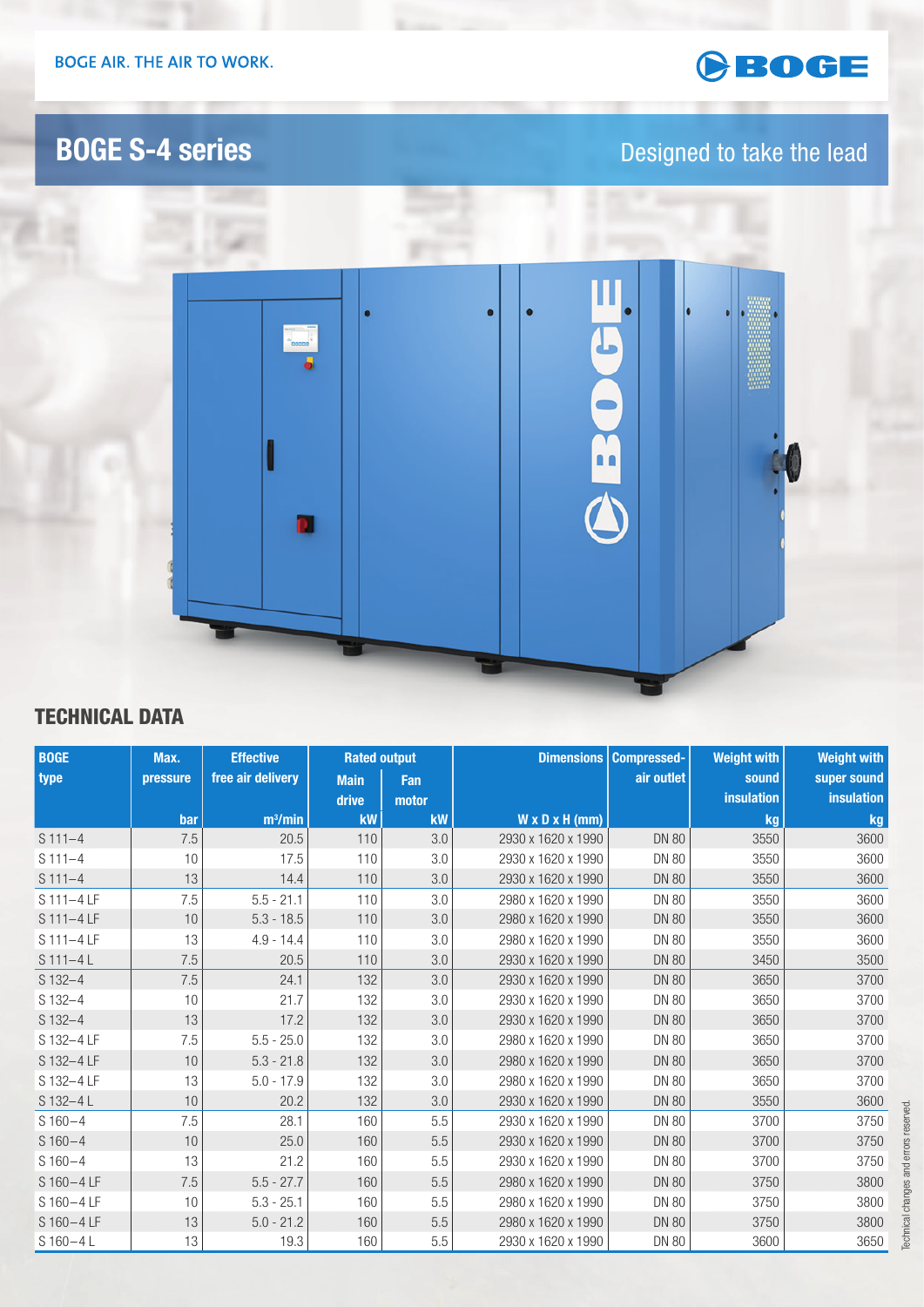BOGE AIR. THE AIR TO WORK.

# BOGE S-4 series

Designed to take the lead

## TECHNICAL DATA

| BOGE type | Max. pressure | Effective free air delivery | Rated output | | Dimensions | Compressed-air outlet | Weight with sound insulation | Weight with super sound insulation |
|---|---|---|---|---|---|---|---|---|
| | | | Main drive | Fan motor | | | | |
| | bar | m³/min | kW | kW | W x D x H (mm) | | kg | kg |
| S 111–4 | 7.5 | 20.5 | 110 | 3.0 | 2930 x 1620 x 1990 | DN 80 | 3550 | 3600 |
| S 111–4 | 10 | 17.5 | 110 | 3.0 | 2930 x 1620 x 1990 | DN 80 | 3550 | 3600 |
| S 111–4 | 13 | 14.4 | 110 | 3.0 | 2930 x 1620 x 1990 | DN 80 | 3550 | 3600 |
| S 111–4 LF | 7.5 | 5.5 - 21.1 | 110 | 3.0 | 2980 x 1620 x 1990 | DN 80 | 3550 | 3600 |
| S 111–4 LF | 10 | 5.3 - 18.5 | 110 | 3.0 | 2980 x 1620 x 1990 | DN 80 | 3550 | 3600 |
| S 111–4 LF | 13 | 4.9 - 14.4 | 110 | 3.0 | 2980 x 1620 x 1990 | DN 80 | 3550 | 3600 |
| S 111–4 L | 7.5 | 20.5 | 110 | 3.0 | 2930 x 1620 x 1990 | DN 80 | 3450 | 3500 |
| S 132–4 | 7.5 | 24.1 | 132 | 3.0 | 2930 x 1620 x 1990 | DN 80 | 3650 | 3700 |
| S 132–4 | 10 | 21.7 | 132 | 3.0 | 2930 x 1620 x 1990 | DN 80 | 3650 | 3700 |
| S 132–4 | 13 | 17.2 | 132 | 3.0 | 2930 x 1620 x 1990 | DN 80 | 3650 | 3700 |
| S 132–4 LF | 7.5 | 5.5 - 25.0 | 132 | 3.0 | 2980 x 1620 x 1990 | DN 80 | 3650 | 3700 |
| S 132–4 LF | 10 | 5.3 - 21.8 | 132 | 3.0 | 2980 x 1620 x 1990 | DN 80 | 3650 | 3700 |
| S 132–4 LF | 13 | 5.0 - 17.9 | 132 | 3.0 | 2980 x 1620 x 1990 | DN 80 | 3650 | 3700 |
| S 132–4 L | 10 | 20.2 | 132 | 3.0 | 2930 x 1620 x 1990 | DN 80 | 3550 | 3600 |
| S 160–4 | 7.5 | 28.1 | 160 | 5.5 | 2930 x 1620 x 1990 | DN 80 | 3700 | 3750 |
| S 160–4 | 10 | 25.0 | 160 | 5.5 | 2930 x 1620 x 1990 | DN 80 | 3700 | 3750 |
| S 160–4 | 13 | 21.2 | 160 | 5.5 | 2930 x 1620 x 1990 | DN 80 | 3700 | 3750 |
| S 160–4 LF | 7.5 | 5.5 - 27.7 | 160 | 5.5 | 2980 x 1620 x 1990 | DN 80 | 3750 | 3800 |
| S 160–4 LF | 10 | 5.3 - 25.1 | 160 | 5.5 | 2980 x 1620 x 1990 | DN 80 | 3750 | 3800 |
| S 160–4 LF | 13 | 5.0 - 21.2 | 160 | 5.5 | 2980 x 1620 x 1990 | DN 80 | 3750 | 3800 |
| S 160–4 L | 13 | 19.3 | 160 | 5.5 | 2930 x 1620 x 1990 | DN 80 | 3600 | 3650 |

Technical changes and errors reserved.